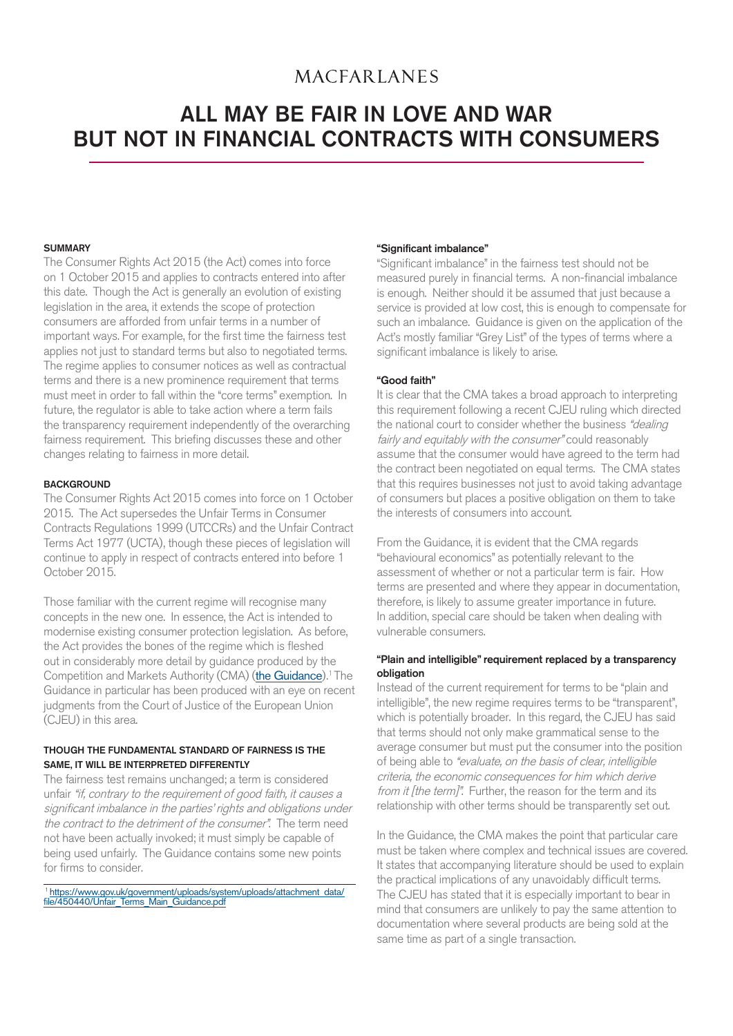MACFARLANES

# ALL MAY BE FAIR IN LOVE AND WAR BUT NOT IN FINANCIAL CONTRACTS WITH CONSUMERS

### SUMMARY

The Consumer Rights Act 2015 (the Act) comes into force on 1 October 2015 and applies to contracts entered into after this date. Though the Act is generally an evolution of existing legislation in the area, it extends the scope of protection consumers are afforded from unfair terms in a number of important ways. For example, for the first time the fairness test applies not just to standard terms but also to negotiated terms. The regime applies to consumer notices as well as contractual terms and there is a new prominence requirement that terms must meet in order to fall within the "core terms" exemption. In future, the regulator is able to take action where a term fails the transparency requirement independently of the overarching fairness requirement. This briefing discusses these and other changes relating to fairness in more detail.

### BACKGROUND

The Consumer Rights Act 2015 comes into force on 1 October 2015. The Act supersedes the Unfair Terms in Consumer Contracts Regulations 1999 (UTCCRs) and the Unfair Contract Terms Act 1977 (UCTA), though these pieces of legislation will continue to apply in respect of contracts entered into before 1 October 2015.

Those familiar with the current regime will recognise many concepts in the new one. In essence, the Act is intended to modernise existing consumer protection legislation. As before, the Act provides the bones of the regime which is fleshed out in considerably more detail by guidance produced by the Competition and Markets Authority (CMA) (the Guidance).[1] The Guidance in particular has been produced with an eye on recent judgments from the Court of Justice of the European Union (CJEU) in this area.

### THOUGH THE FUNDAMENTAL STANDARD OF FAIRNESS IS THE SAME, IT WILL BE INTERPRETED DIFFERENTLY

The fairness test remains unchanged; a term is considered unfair *"if, contrary to the requirement of good faith, it causes a significant imbalance in the parties' rights and obligations under the contract to the detriment of the consumer".* The term need not have been actually invoked; it must simply be capable of being used unfairly. The Guidance contains some new points for firms to consider.

#### "Significant imbalance"

"Significant imbalance" in the fairness test should not be measured purely in financial terms. A non-financial imbalance is enough. Neither should it be assumed that just because a service is provided at low cost, this is enough to compensate for such an imbalance. Guidance is given on the application of the Act's mostly familiar "Grey List" of the types of terms where a significant imbalance is likely to arise.

#### "Good faith"

It is clear that the CMA takes a broad approach to interpreting this requirement following a recent CJEU ruling which directed the national court to consider whether the business *"dealing fairly and equitably with the consumer"* could reasonably assume that the consumer would have agreed to the term had the contract been negotiated on equal terms. The CMA states that this requires businesses not just to avoid taking advantage of consumers but places a positive obligation on them to take the interests of consumers into account.

From the Guidance, it is evident that the CMA regards "behavioural economics" as potentially relevant to the assessment of whether or not a particular term is fair. How terms are presented and where they appear in documentation, therefore, is likely to assume greater importance in future. In addition, special care should be taken when dealing with vulnerable consumers.

#### "Plain and intelligible" requirement replaced by a transparency obligation

Instead of the current requirement for terms to be "plain and intelligible", the new regime requires terms to be "transparent", which is potentially broader. In this regard, the CJEU has said that terms should not only make grammatical sense to the average consumer but must put the consumer into the position of being able to *"evaluate, on the basis of clear, intelligible criteria, the economic consequences for him which derive from it [the term]".* Further, the reason for the term and its relationship with other terms should be transparently set out.

In the Guidance, the CMA makes the point that particular care must be taken where complex and technical issues are covered. It states that accompanying literature should be used to explain the practical implications of any unavoidably difficult terms. The CJEU has stated that it is especially important to bear in mind that consumers are unlikely to pay the same attention to documentation where several products are being sold at the same time as part of a single transaction.

[1] https://www.gov.uk/government/uploads/system/uploads/attachment_data/file/450440/Unfair_Terms_Main_Guidance.pdf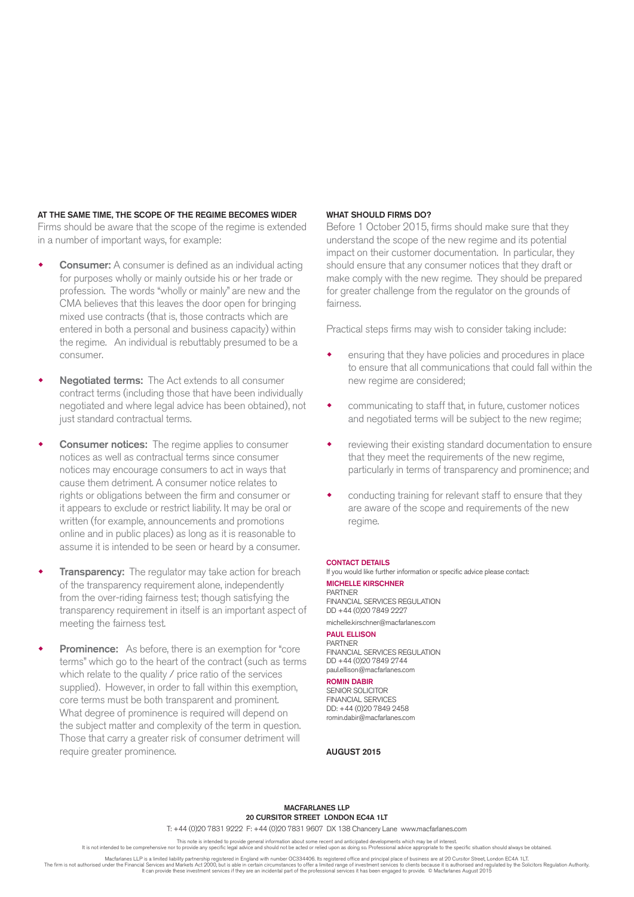## AT THE SAME TIME, THE SCOPE OF THE REGIME BECOMES WIDER

Firms should be aware that the scope of the regime is extended in a number of important ways, for example:

- **Consumer:** A consumer is defined as an individual acting for purposes wholly or mainly outside his or her trade or profession. The words "wholly or mainly" are new and the CMA believes that this leaves the door open for bringing mixed use contracts (that is, those contracts which are entered in both a personal and business capacity) within the regime. An individual is rebuttably presumed to be a consumer.

- **Negotiated terms:** The Act extends to all consumer contract terms (including those that have been individually negotiated and where legal advice has been obtained), not just standard contractual terms.

- **Consumer notices:** The regime applies to consumer notices as well as contractual terms since consumer notices may encourage consumers to act in ways that cause them detriment. A consumer notice relates to rights or obligations between the firm and consumer or it appears to exclude or restrict liability. It may be oral or written (for example, announcements and promotions online and in public places) as long as it is reasonable to assume it is intended to be seen or heard by a consumer.

- **Transparency:** The regulator may take action for breach of the transparency requirement alone, independently from the over-riding fairness test; though satisfying the transparency requirement in itself is an important aspect of meeting the fairness test.

- **Prominence:** As before, there is an exemption for "core terms" which go to the heart of the contract (such as terms which relate to the quality / price ratio of the services supplied). However, in order to fall within this exemption, core terms must be both transparent and prominent. What degree of prominence is required will depend on the subject matter and complexity of the term in question. Those that carry a greater risk of consumer detriment will require greater prominence.

## WHAT SHOULD FIRMS DO?

Before 1 October 2015, firms should make sure that they understand the scope of the new regime and its potential impact on their customer documentation. In particular, they should ensure that any consumer notices that they draft or make comply with the new regime. They should be prepared for greater challenge from the regulator on the grounds of fairness.

Practical steps firms may wish to consider taking include:

- ensuring that they have policies and procedures in place to ensure that all communications that could fall within the new regime are considered;

- communicating to staff that, in future, customer notices and negotiated terms will be subject to the new regime;

- reviewing their existing standard documentation to ensure that they meet the requirements of the new regime, particularly in terms of transparency and prominence; and

- conducting training for relevant staff to ensure that they are aware of the scope and requirements of the new regime.

### CONTACT DETAILS

If you would like further information or specific advice please contact:

**MICHELLE KIRSCHNER**
PARTNER
FINANCIAL SERVICES REGULATION
DD +44 (0)20 7849 2227
michelle.kirschner@macfarlanes.com

**PAUL ELLISON**
PARTNER
FINANCIAL SERVICES REGULATION
DD +44 (0)20 7849 2744
paul.ellison@macfarlanes.com

**ROMIN DABIR**
SENIOR SOLICITOR
FINANCIAL SERVICES
DD: +44 (0)20 7849 2458
romin.dabir@macfarlanes.com

**AUGUST 2015**

**MACFARLANES LLP**
**20 CURSITOR STREET LONDON EC4A 1LT**

T: +44 (0)20 7831 9222 F: +44 (0)20 7831 9607 DX 138 Chancery Lane www.macfarlanes.com

This note is intended to provide general information about some recent and anticipated developments which may be of interest.
It is not intended to be comprehensive nor to provide any specific legal advice and should not be acted or relied upon as doing so. Professional advice appropriate to the specific situation should always be obtained.

Macfarlanes LLP is a limited liability partnership registered in England with number OC334406. Its registered office and principal place of business are at 20 Cursitor Street, London EC4A 1LT.
The firm is not authorised under the Financial Services and Markets Act 2000, but is able in certain circumstances to offer a limited range of investment services to clients because it is authorised and regulated by the Solicitors Regulation Authority.
It can provide these investment services if they are an incidental part of the professional services it has been engaged to provide. © Macfarlanes August 2015